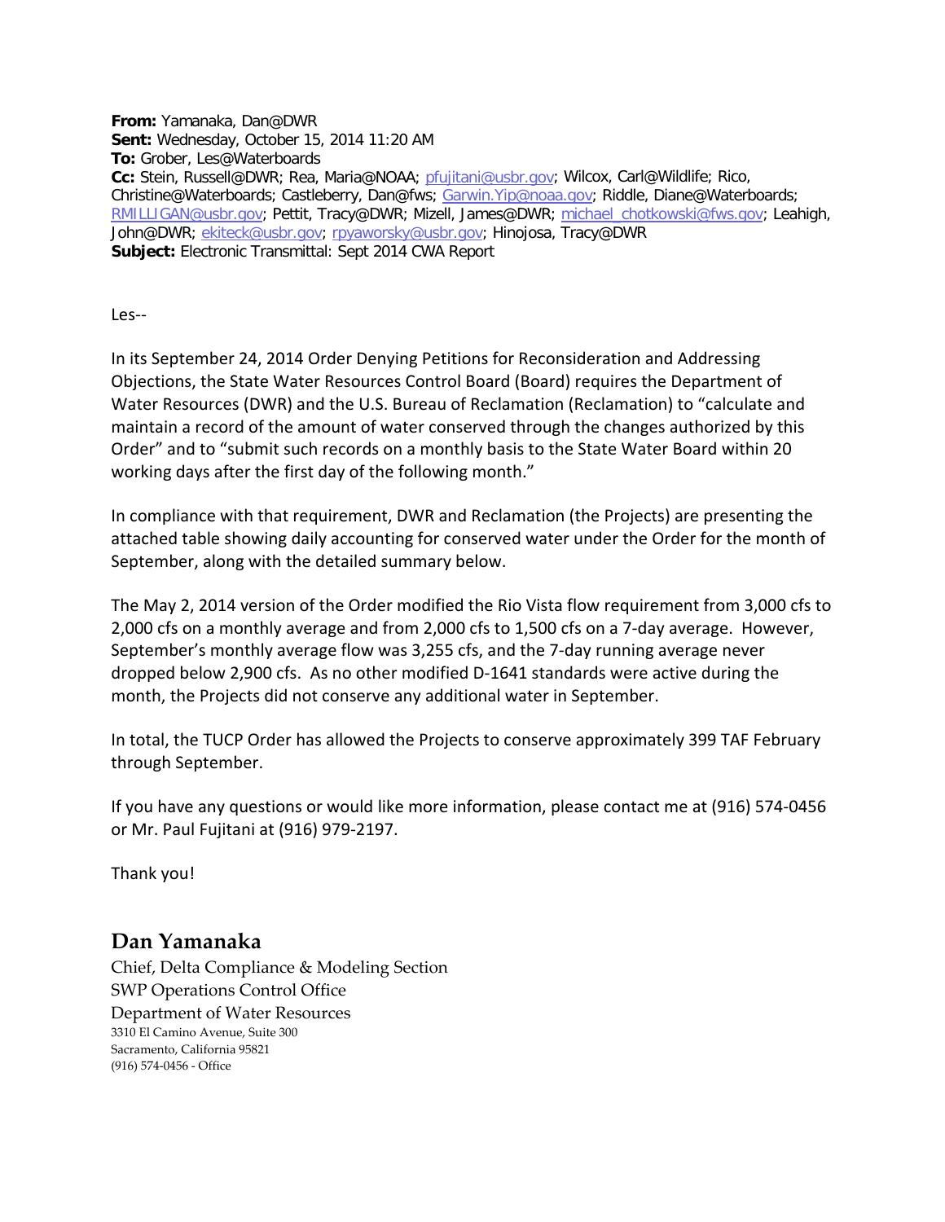**From:** Yamanaka, Dan@DWR
**Sent:** Wednesday, October 15, 2014 11:20 AM
**To:** Grober, Les@Waterboards
**Cc:** Stein, Russell@DWR; Rea, Maria@NOAA; pfujitani@usbr.gov; Wilcox, Carl@Wildlife; Rico, Christine@Waterboards; Castleberry, Dan@fws; Garwin.Yip@noaa.gov; Riddle, Diane@Waterboards; RMILLIGAN@usbr.gov; Pettit, Tracy@DWR; Mizell, James@DWR; michael_chotkowski@fws.gov; Leahigh, John@DWR; ekiteck@usbr.gov; rpyaworsky@usbr.gov; Hinojosa, Tracy@DWR
**Subject:** Electronic Transmittal: Sept 2014 CWA Report

Les--

In its September 24, 2014 Order Denying Petitions for Reconsideration and Addressing Objections, the State Water Resources Control Board (Board) requires the Department of Water Resources (DWR) and the U.S. Bureau of Reclamation (Reclamation) to "calculate and maintain a record of the amount of water conserved through the changes authorized by this Order" and to "submit such records on a monthly basis to the State Water Board within 20 working days after the first day of the following month."

In compliance with that requirement, DWR and Reclamation (the Projects) are presenting the attached table showing daily accounting for conserved water under the Order for the month of September, along with the detailed summary below.

The May 2, 2014 version of the Order modified the Rio Vista flow requirement from 3,000 cfs to 2,000 cfs on a monthly average and from 2,000 cfs to 1,500 cfs on a 7-day average. However, September's monthly average flow was 3,255 cfs, and the 7-day running average never dropped below 2,900 cfs. As no other modified D-1641 standards were active during the month, the Projects did not conserve any additional water in September.

In total, the TUCP Order has allowed the Projects to conserve approximately 399 TAF February through September.

If you have any questions or would like more information, please contact me at (916) 574-0456 or Mr. Paul Fujitani at (916) 979-2197.

Thank you!

**Dan Yamanaka**
Chief, Delta Compliance & Modeling Section
SWP Operations Control Office
Department of Water Resources
3310 El Camino Avenue, Suite 300
Sacramento, California 95821
(916) 574-0456 - Office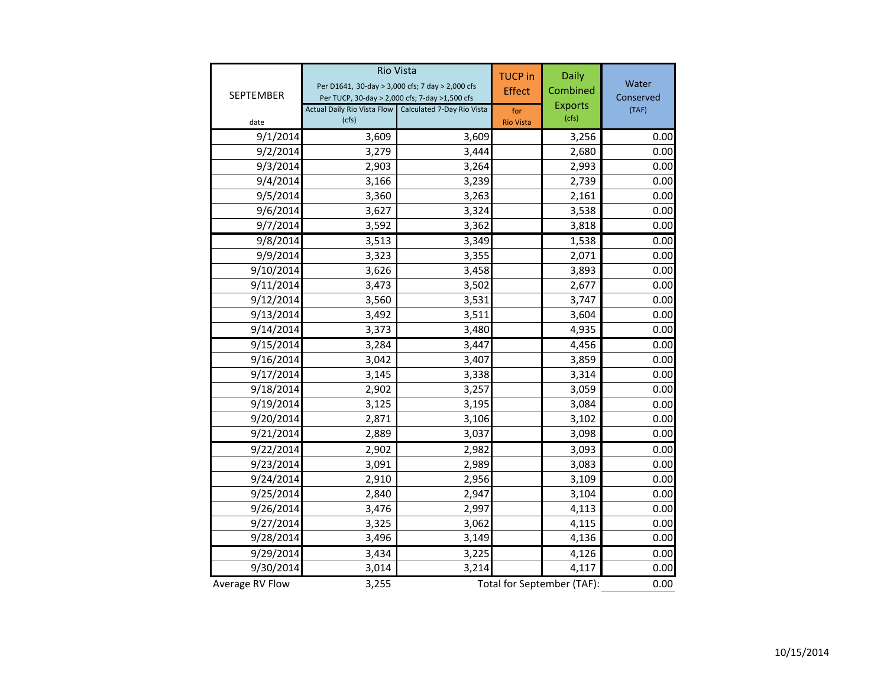| SEPTEMBER | Rio Vista<br>Per D1641, 30-day > 3,000 cfs; 7 day > 2,000 cfs<br>Per TUCP, 30-day > 2,000 cfs; 7-day >1,500 cfs | | TUCP in Effect | Daily Combined Exports (cfs) | Water Conserved (TAF) |
|---|---|---|---|---|---|
| date | Actual Daily Rio Vista Flow (cfs) | Calculated 7-Day Rio Vista | for Rio Vista | | |
| 9/1/2014 | 3,609 | 3,609 | | 3,256 | 0.00 |
| 9/2/2014 | 3,279 | 3,444 | | 2,680 | 0.00 |
| 9/3/2014 | 2,903 | 3,264 | | 2,993 | 0.00 |
| 9/4/2014 | 3,166 | 3,239 | | 2,739 | 0.00 |
| 9/5/2014 | 3,360 | 3,263 | | 2,161 | 0.00 |
| 9/6/2014 | 3,627 | 3,324 | | 3,538 | 0.00 |
| 9/7/2014 | 3,592 | 3,362 | | 3,818 | 0.00 |
| 9/8/2014 | 3,513 | 3,349 | | 1,538 | 0.00 |
| 9/9/2014 | 3,323 | 3,355 | | 2,071 | 0.00 |
| 9/10/2014 | 3,626 | 3,458 | | 3,893 | 0.00 |
| 9/11/2014 | 3,473 | 3,502 | | 2,677 | 0.00 |
| 9/12/2014 | 3,560 | 3,531 | | 3,747 | 0.00 |
| 9/13/2014 | 3,492 | 3,511 | | 3,604 | 0.00 |
| 9/14/2014 | 3,373 | 3,480 | | 4,935 | 0.00 |
| 9/15/2014 | 3,284 | 3,447 | | 4,456 | 0.00 |
| 9/16/2014 | 3,042 | 3,407 | | 3,859 | 0.00 |
| 9/17/2014 | 3,145 | 3,338 | | 3,314 | 0.00 |
| 9/18/2014 | 2,902 | 3,257 | | 3,059 | 0.00 |
| 9/19/2014 | 3,125 | 3,195 | | 3,084 | 0.00 |
| 9/20/2014 | 2,871 | 3,106 | | 3,102 | 0.00 |
| 9/21/2014 | 2,889 | 3,037 | | 3,098 | 0.00 |
| 9/22/2014 | 2,902 | 2,982 | | 3,093 | 0.00 |
| 9/23/2014 | 3,091 | 2,989 | | 3,083 | 0.00 |
| 9/24/2014 | 2,910 | 2,956 | | 3,109 | 0.00 |
| 9/25/2014 | 2,840 | 2,947 | | 3,104 | 0.00 |
| 9/26/2014 | 3,476 | 2,997 | | 4,113 | 0.00 |
| 9/27/2014 | 3,325 | 3,062 | | 4,115 | 0.00 |
| 9/28/2014 | 3,496 | 3,149 | | 4,136 | 0.00 |
| 9/29/2014 | 3,434 | 3,225 | | 4,126 | 0.00 |
| 9/30/2014 | 3,014 | 3,214 | | 4,117 | 0.00 |
| Average RV Flow | 3,255 | | Total for September (TAF): | | 0.00 |

10/15/2014